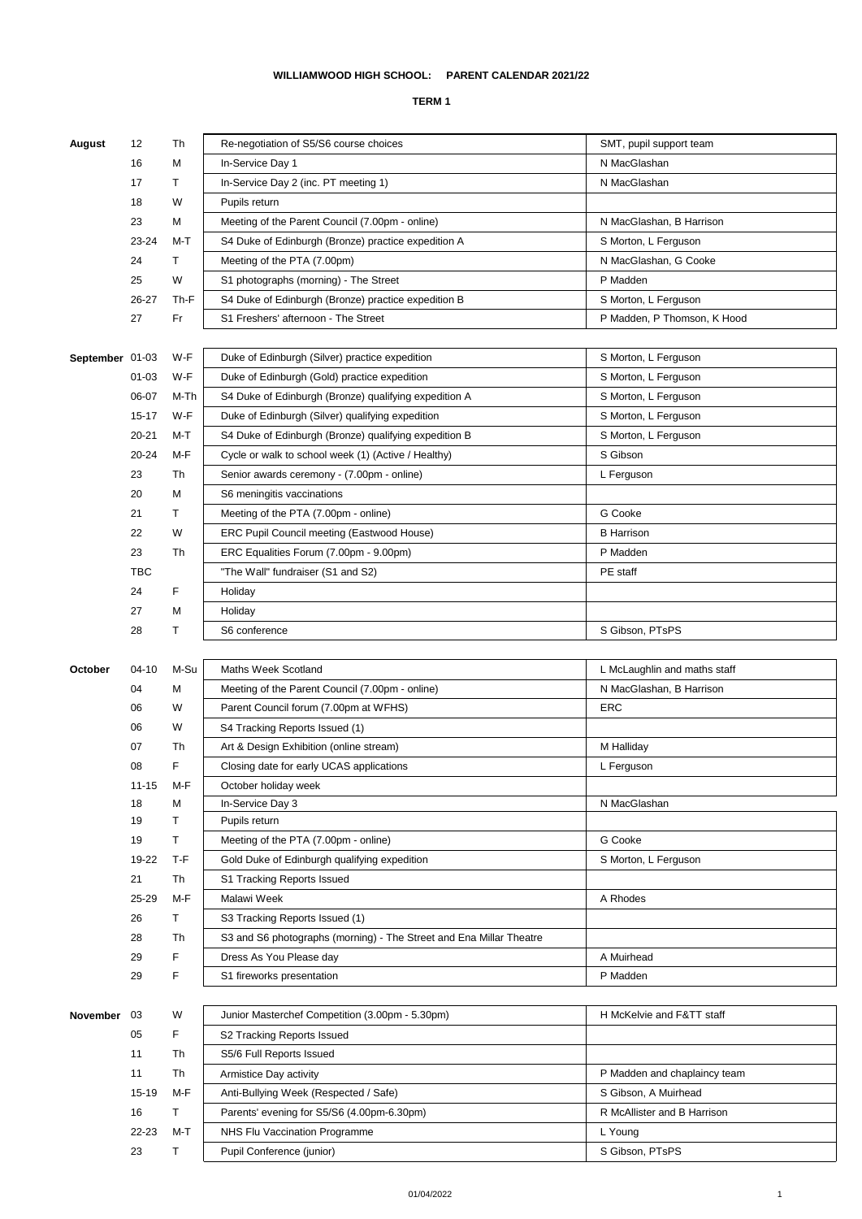# WILLIAMWOOD HIGH SCHOOL: PARENT CALENDAR 2021/22

## TERM 1

| Month | Date | Day | Event | Staff |
|---|---|---|---|---|
| August | 12 | Th | Re-negotiation of S5/S6 course choices | SMT, pupil support team |
| | 16 | M | In-Service Day 1 | N MacGlashan |
| | 17 | T | In-Service Day 2 (inc. PT meeting 1) | N MacGlashan |
| | 18 | W | Pupils return | |
| | 23 | M | Meeting of the Parent Council (7.00pm - online) | N MacGlashan, B Harrison |
| | 23-24 | M-T | S4 Duke of Edinburgh (Bronze) practice expedition A | S Morton, L Ferguson |
| | 24 | T | Meeting of the PTA (7.00pm) | N MacGlashan, G Cooke |
| | 25 | W | S1 photographs (morning) - The Street | P Madden |
| | 26-27 | Th-F | S4 Duke of Edinburgh (Bronze) practice expedition B | S Morton, L Ferguson |
| | 27 | Fr | S1 Freshers' afternoon - The Street | P Madden, P Thomson, K Hood |
| September | 01-03 | W-F | Duke of Edinburgh (Silver) practice expedition | S Morton, L Ferguson |
| | 01-03 | W-F | Duke of Edinburgh (Gold) practice expedition | S Morton, L Ferguson |
| | 06-07 | M-Th | S4 Duke of Edinburgh (Bronze) qualifying expedition A | S Morton, L Ferguson |
| | 15-17 | W-F | Duke of Edinburgh (Silver) qualifying expedition | S Morton, L Ferguson |
| | 20-21 | M-T | S4 Duke of Edinburgh (Bronze) qualifying expedition B | S Morton, L Ferguson |
| | 20-24 | M-F | Cycle or walk to school week (1) (Active / Healthy) | S Gibson |
| | 23 | Th | Senior awards ceremony - (7.00pm - online) | L Ferguson |
| | 20 | M | S6 meningitis vaccinations | |
| | 21 | T | Meeting of the PTA (7.00pm - online) | G Cooke |
| | 22 | W | ERC Pupil Council meeting (Eastwood House) | B Harrison |
| | 23 | Th | ERC Equalities Forum (7.00pm - 9.00pm) | P Madden |
| | TBC | | "The Wall" fundraiser (S1 and S2) | PE staff |
| | 24 | F | Holiday | |
| | 27 | M | Holiday | |
| | 28 | T | S6 conference | S Gibson, PTsPS |
| October | 04-10 | M-Su | Maths Week Scotland | L McLaughlin and maths staff |
| | 04 | M | Meeting of the Parent Council (7.00pm - online) | N MacGlashan, B Harrison |
| | 06 | W | Parent Council forum (7.00pm at WFHS) | ERC |
| | 06 | W | S4 Tracking Reports Issued (1) | |
| | 07 | Th | Art & Design Exhibition (online stream) | M Halliday |
| | 08 | F | Closing date for early UCAS applications | L Ferguson |
| | 11-15 | M-F | October holiday week | |
| | 18 | M | In-Service Day 3 | N MacGlashan |
| | 19 | T | Pupils return | |
| | 19 | T | Meeting of the PTA (7.00pm - online) | G Cooke |
| | 19-22 | T-F | Gold Duke of Edinburgh qualifying expedition | S Morton, L Ferguson |
| | 21 | Th | S1 Tracking Reports Issued | |
| | 25-29 | M-F | Malawi Week | A Rhodes |
| | 26 | T | S3 Tracking Reports Issued (1) | |
| | 28 | Th | S3 and S6 photographs (morning) - The Street and Ena Millar Theatre | |
| | 29 | F | Dress As You Please day | A Muirhead |
| | 29 | F | S1 fireworks presentation | P Madden |
| November | 03 | W | Junior Masterchef Competition (3.00pm - 5.30pm) | H McKelvie and F&TT staff |
| | 05 | F | S2 Tracking Reports Issued | |
| | 11 | Th | S5/6 Full Reports Issued | |
| | 11 | Th | Armistice Day activity | P Madden and chaplaincy team |
| | 15-19 | M-F | Anti-Bullying Week (Respected / Safe) | S Gibson, A Muirhead |
| | 16 | T | Parents' evening for S5/S6 (4.00pm-6.30pm) | R McAllister and B Harrison |
| | 22-23 | M-T | NHS Flu Vaccination Programme | L Young |
| | 23 | T | Pupil Conference (junior) | S Gibson, PTsPS |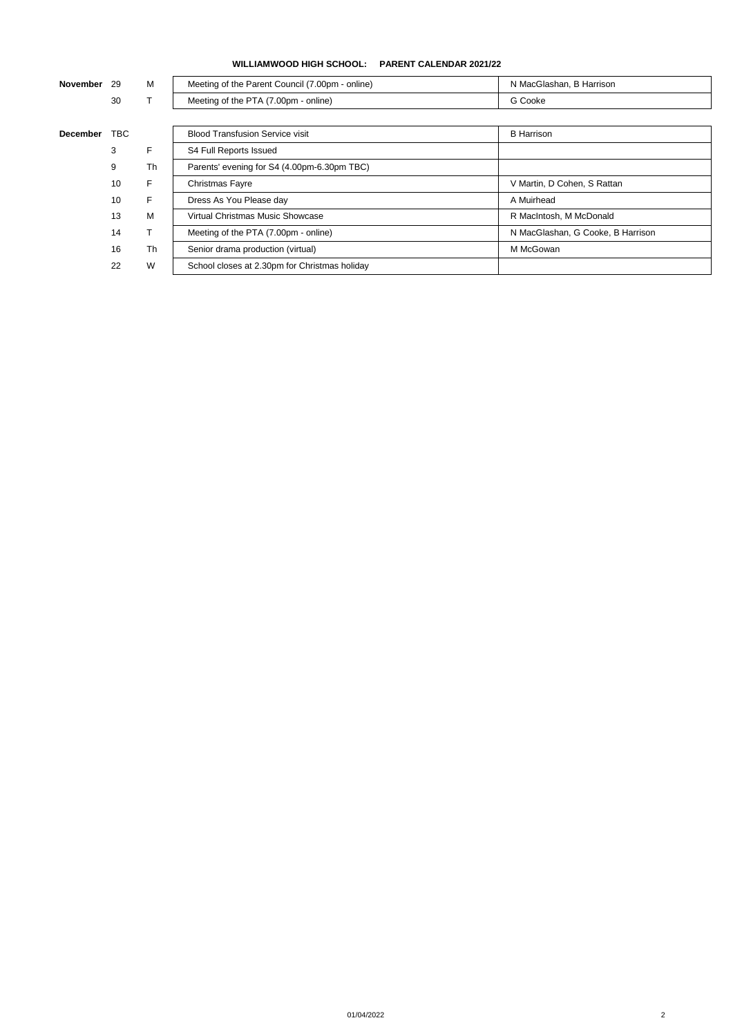**WILLIAMWOOD HIGH SCHOOL: PARENT CALENDAR 2021/22**

| Month | Date | Day | Event | Contact |
|---|---|---|---|---|
| **November** | 29 | M | Meeting of the Parent Council (7.00pm - online) | N MacGlashan, B Harrison |
| | 30 | T | Meeting of the PTA (7.00pm - online) | G Cooke |
| **December** | TBC | | Blood Transfusion Service visit | B Harrison |
| | 3 | F | S4 Full Reports Issued | |
| | 9 | Th | Parents' evening for S4 (4.00pm-6.30pm TBC) | |
| | 10 | F | Christmas Fayre | V Martin, D Cohen, S Rattan |
| | 10 | F | Dress As You Please day | A Muirhead |
| | 13 | M | Virtual Christmas Music Showcase | R MacIntosh, M McDonald |
| | 14 | T | Meeting of the PTA (7.00pm - online) | N MacGlashan, G Cooke, B Harrison |
| | 16 | Th | Senior drama production (virtual) | M McGowan |
| | 22 | W | School closes at 2.30pm for Christmas holiday | |

01/04/2022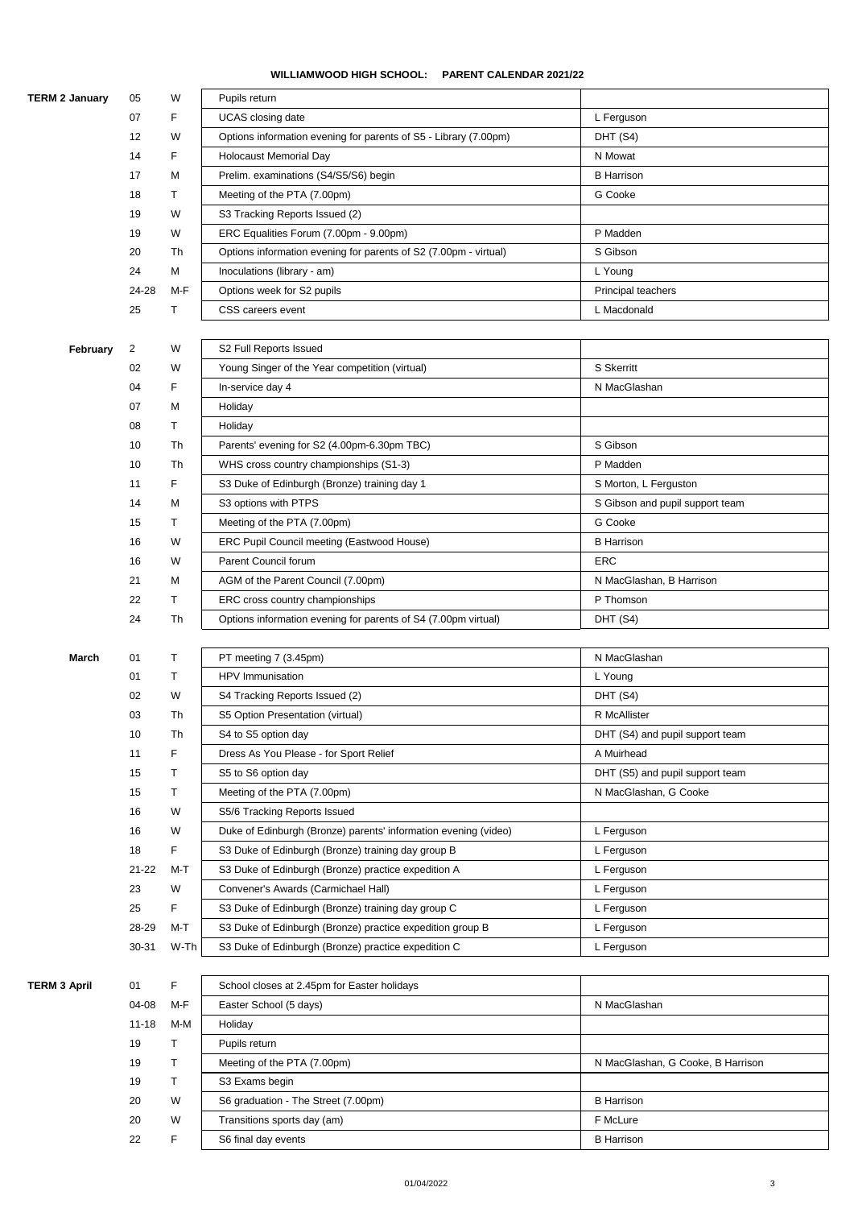# WILLIAMWOOD HIGH SCHOOL: PARENT CALENDAR 2021/22

| | | | | |
|---|---|---|---|---|
| **TERM 2 January** | 05 | W | Pupils return | |
| | 07 | F | UCAS closing date | L Ferguson |
| | 12 | W | Options information evening for parents of S5 - Library (7.00pm) | DHT (S4) |
| | 14 | F | Holocaust Memorial Day | N Mowat |
| | 17 | M | Prelim. examinations (S4/S5/S6) begin | B Harrison |
| | 18 | T | Meeting of the PTA (7.00pm) | G Cooke |
| | 19 | W | S3 Tracking Reports Issued (2) | |
| | 19 | W | ERC Equalities Forum (7.00pm - 9.00pm) | P Madden |
| | 20 | Th | Options information evening for parents of S2 (7.00pm - virtual) | S Gibson |
| | 24 | M | Inoculations (library - am) | L Young |
| | 24-28 | M-F | Options week for S2 pupils | Principal teachers |
| | 25 | T | CSS careers event | L Macdonald |
| **February** | 2 | W | S2 Full Reports Issued | |
| | 02 | W | Young Singer of the Year competition (virtual) | S Skerritt |
| | 04 | F | In-service day 4 | N MacGlashan |
| | 07 | M | Holiday | |
| | 08 | T | Holiday | |
| | 10 | Th | Parents' evening for S2 (4.00pm-6.30pm TBC) | S Gibson |
| | 10 | Th | WHS cross country championships (S1-3) | P Madden |
| | 11 | F | S3 Duke of Edinburgh (Bronze) training day 1 | S Morton, L Ferguston |
| | 14 | M | S3 options with PTPS | S Gibson and pupil support team |
| | 15 | T | Meeting of the PTA (7.00pm) | G Cooke |
| | 16 | W | ERC Pupil Council meeting (Eastwood House) | B Harrison |
| | 16 | W | Parent Council forum | ERC |
| | 21 | M | AGM of the Parent Council (7.00pm) | N MacGlashan, B Harrison |
| | 22 | T | ERC cross country championships | P Thomson |
| | 24 | Th | Options information evening for parents of S4 (7.00pm virtual) | DHT (S4) |
| **March** | 01 | T | PT meeting 7 (3.45pm) | N MacGlashan |
| | 01 | T | HPV Immunisation | L Young |
| | 02 | W | S4 Tracking Reports Issued (2) | DHT (S4) |
| | 03 | Th | S5 Option Presentation (virtual) | R McAllister |
| | 10 | Th | S4 to S5 option day | DHT (S4) and pupil support team |
| | 11 | F | Dress As You Please - for Sport Relief | A Muirhead |
| | 15 | T | S5 to S6 option day | DHT (S5) and pupil support team |
| | 15 | T | Meeting of the PTA (7.00pm) | N MacGlashan, G Cooke |
| | 16 | W | S5/6 Tracking Reports Issued | |
| | 16 | W | Duke of Edinburgh (Bronze) parents' information evening (video) | L Ferguson |
| | 18 | F | S3 Duke of Edinburgh (Bronze) training day group B | L Ferguson |
| | 21-22 | M-T | S3 Duke of Edinburgh (Bronze) practice expedition A | L Ferguson |
| | 23 | W | Convener's Awards (Carmichael Hall) | L Ferguson |
| | 25 | F | S3 Duke of Edinburgh (Bronze) training day group C | L Ferguson |
| | 28-29 | M-T | S3 Duke of Edinburgh (Bronze) practice expedition group B | L Ferguson |
| | 30-31 | W-Th | S3 Duke of Edinburgh (Bronze) practice expedition C | L Ferguson |
| **TERM 3 April** | 01 | F | School closes at 2.45pm for Easter holidays | |
| | 04-08 | M-F | Easter School (5 days) | N MacGlashan |
| | 11-18 | M-M | Holiday | |
| | 19 | T | Pupils return | |
| | 19 | T | Meeting of the PTA (7.00pm) | N MacGlashan, G Cooke, B Harrison |
| | 19 | T | S3 Exams begin | |
| | 20 | W | S6 graduation - The Street (7.00pm) | B Harrison |
| | 20 | W | Transitions sports day (am) | F McLure |
| | 22 | F | S6 final day events | B Harrison |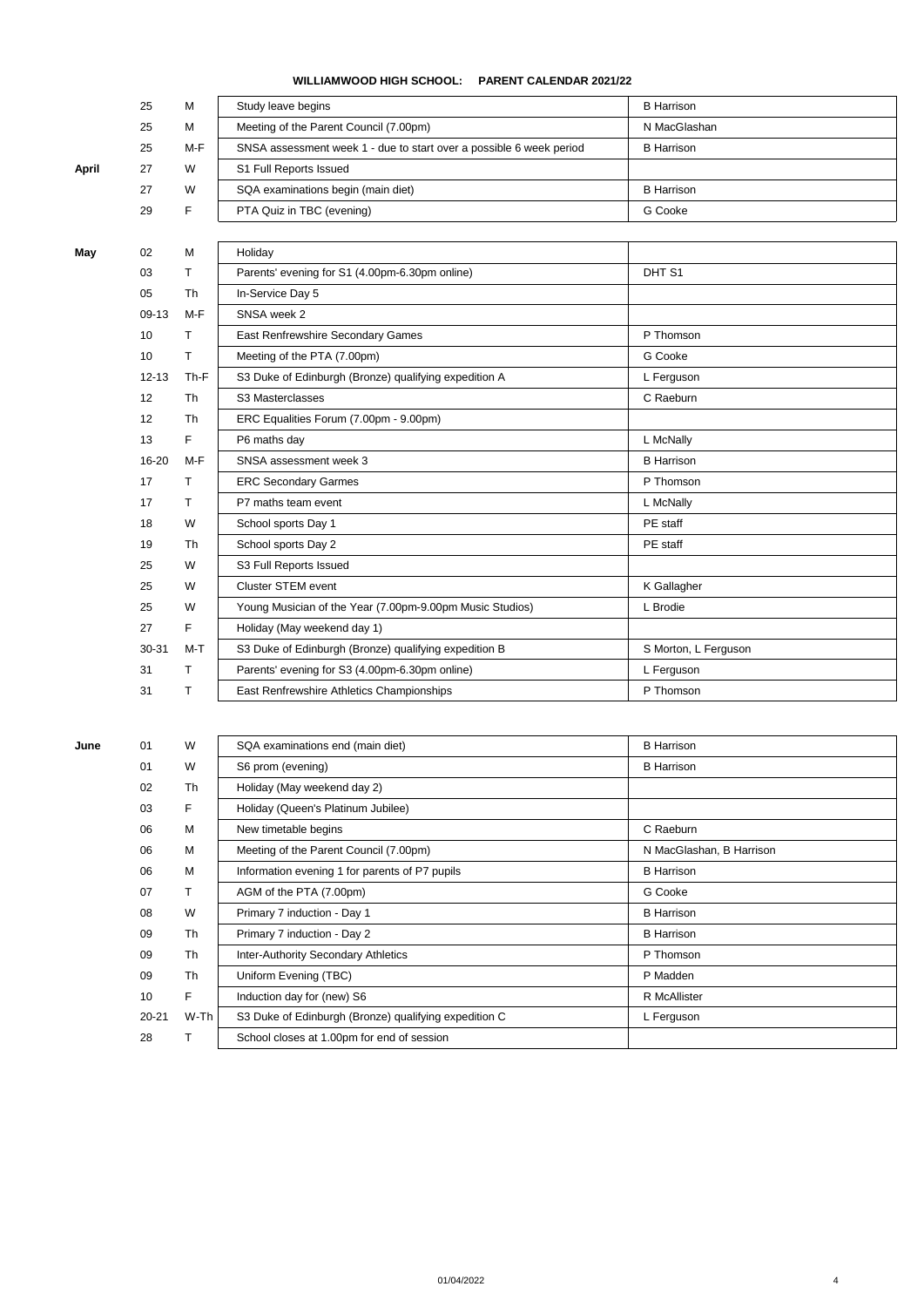**WILLIAMWOOD HIGH SCHOOL: PARENT CALENDAR 2021/22**

| | | | | |
|---|---|---|---|---|
| | 25 | M | Study leave begins | B Harrison |
| | 25 | M | Meeting of the Parent Council (7.00pm) | N MacGlashan |
| | 25 | M-F | SNSA assessment week 1 - due to start over a possible 6 week period | B Harrison |
| **April** | 27 | W | S1 Full Reports Issued | |
| | 27 | W | SQA examinations begin (main diet) | B Harrison |
| | 29 | F | PTA Quiz in TBC (evening) | G Cooke |
| **May** | 02 | M | Holiday | |
| | 03 | T | Parents' evening for S1 (4.00pm-6.30pm online) | DHT S1 |
| | 05 | Th | In-Service Day 5 | |
| | 09-13 | M-F | SNSA week 2 | |
| | 10 | T | East Renfrewshire Secondary Games | P Thomson |
| | 10 | T | Meeting of the PTA (7.00pm) | G Cooke |
| | 12-13 | Th-F | S3 Duke of Edinburgh (Bronze) qualifying expedition A | L Ferguson |
| | 12 | Th | S3 Masterclasses | C Raeburn |
| | 12 | Th | ERC Equalities Forum (7.00pm - 9.00pm) | |
| | 13 | F | P6 maths day | L McNally |
| | 16-20 | M-F | SNSA assessment week 3 | B Harrison |
| | 17 | T | ERC Secondary Garmes | P Thomson |
| | 17 | T | P7 maths team event | L McNally |
| | 18 | W | School sports Day 1 | PE staff |
| | 19 | Th | School sports Day 2 | PE staff |
| | 25 | W | S3 Full Reports Issued | |
| | 25 | W | Cluster STEM event | K Gallagher |
| | 25 | W | Young Musician of the Year (7.00pm-9.00pm Music Studios) | L Brodie |
| | 27 | F | Holiday (May weekend day 1) | |
| | 30-31 | M-T | S3 Duke of Edinburgh (Bronze) qualifying expedition B | S Morton, L Ferguson |
| | 31 | T | Parents' evening for S3 (4.00pm-6.30pm online) | L Ferguson |
| | 31 | T | East Renfrewshire Athletics Championships | P Thomson |
| **June** | 01 | W | SQA examinations end (main diet) | B Harrison |
| | 01 | W | S6 prom (evening) | B Harrison |
| | 02 | Th | Holiday (May weekend day 2) | |
| | 03 | F | Holiday (Queen's Platinum Jubilee) | |
| | 06 | M | New timetable begins | C Raeburn |
| | 06 | M | Meeting of the Parent Council (7.00pm) | N MacGlashan, B Harrison |
| | 06 | M | Information evening 1 for parents of P7 pupils | B Harrison |
| | 07 | T | AGM of the PTA (7.00pm) | G Cooke |
| | 08 | W | Primary 7 induction - Day 1 | B Harrison |
| | 09 | Th | Primary 7 induction - Day 2 | B Harrison |
| | 09 | Th | Inter-Authority Secondary Athletics | P Thomson |
| | 09 | Th | Uniform Evening (TBC) | P Madden |
| | 10 | F | Induction day for (new) S6 | R McAllister |
| | 20-21 | W-Th | S3 Duke of Edinburgh (Bronze) qualifying expedition C | L Ferguson |
| | 28 | T | School closes at 1.00pm for end of session | |

01/04/2022